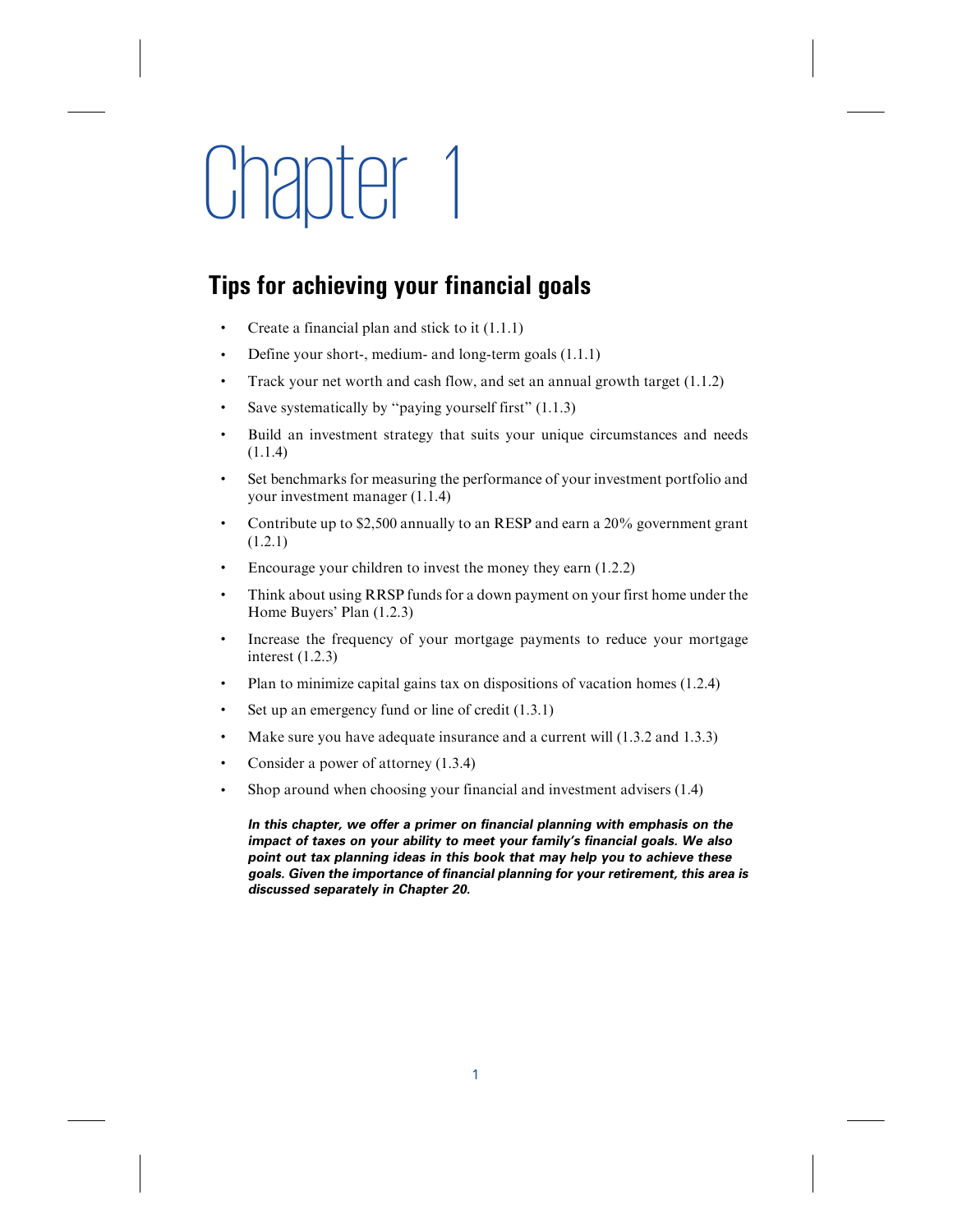# Chapter 1

## Tips for achieving your financial goals

- Create a financial plan and stick to it (1.1.1)
- Define your short-, medium- and long-term goals (1.1.1)
- Track your net worth and cash flow, and set an annual growth target (1.1.2)
- Save systematically by "paying yourself first" (1.1.3)
- Build an investment strategy that suits your unique circumstances and needs (1.1.4)
- Set benchmarks for measuring the performance of your investment portfolio and your investment manager (1.1.4)
- Contribute up to $2,500 annually to an RESP and earn a 20% government grant (1.2.1)
- Encourage your children to invest the money they earn (1.2.2)
- Think about using RRSP funds for a down payment on your first home under the Home Buyers' Plan (1.2.3)
- Increase the frequency of your mortgage payments to reduce your mortgage interest (1.2.3)
- Plan to minimize capital gains tax on dispositions of vacation homes (1.2.4)
- Set up an emergency fund or line of credit (1.3.1)
- Make sure you have adequate insurance and a current will (1.3.2 and 1.3.3)
- Consider a power of attorney (1.3.4)
- Shop around when choosing your financial and investment advisers (1.4)

***In this chapter, we offer a primer on financial planning with emphasis on the impact of taxes on your ability to meet your family's financial goals. We also point out tax planning ideas in this book that may help you to achieve these goals. Given the importance of financial planning for your retirement, this area is discussed separately in Chapter 20.***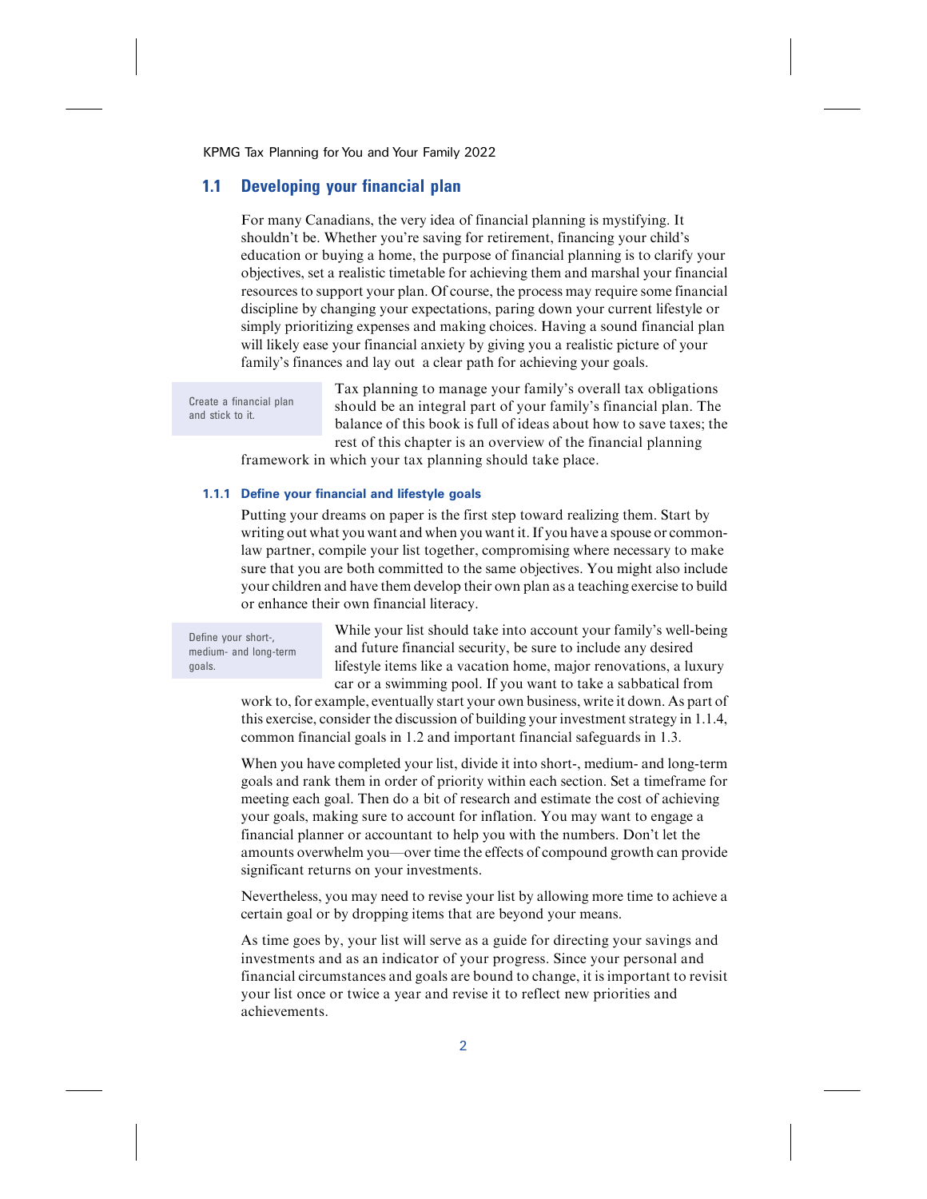## 1.1 Developing your financial plan

For many Canadians, the very idea of financial planning is mystifying. It shouldn't be. Whether you're saving for retirement, financing your child's education or buying a home, the purpose of financial planning is to clarify your objectives, set a realistic timetable for achieving them and marshal your financial resources to support your plan. Of course, the process may require some financial discipline by changing your expectations, paring down your current lifestyle or simply prioritizing expenses and making choices. Having a sound financial plan will likely ease your financial anxiety by giving you a realistic picture of your family's finances and lay out a clear path for achieving your goals.

> Create a financial plan and stick to it.

Tax planning to manage your family's overall tax obligations should be an integral part of your family's financial plan. The balance of this book is full of ideas about how to save taxes; the rest of this chapter is an overview of the financial planning framework in which your tax planning should take place.

### 1.1.1 Define your financial and lifestyle goals

Putting your dreams on paper is the first step toward realizing them. Start by writing out what you want and when you want it. If you have a spouse or common-law partner, compile your list together, compromising where necessary to make sure that you are both committed to the same objectives. You might also include your children and have them develop their own plan as a teaching exercise to build or enhance their own financial literacy.

> Define your short-, medium- and long-term goals.

While your list should take into account your family's well-being and future financial security, be sure to include any desired lifestyle items like a vacation home, major renovations, a luxury car or a swimming pool. If you want to take a sabbatical from work to, for example, eventually start your own business, write it down. As part of this exercise, consider the discussion of building your investment strategy in 1.1.4, common financial goals in 1.2 and important financial safeguards in 1.3.

When you have completed your list, divide it into short-, medium- and long-term goals and rank them in order of priority within each section. Set a timeframe for meeting each goal. Then do a bit of research and estimate the cost of achieving your goals, making sure to account for inflation. You may want to engage a financial planner or accountant to help you with the numbers. Don't let the amounts overwhelm you—over time the effects of compound growth can provide significant returns on your investments.

Nevertheless, you may need to revise your list by allowing more time to achieve a certain goal or by dropping items that are beyond your means.

As time goes by, your list will serve as a guide for directing your savings and investments and as an indicator of your progress. Since your personal and financial circumstances and goals are bound to change, it is important to revisit your list once or twice a year and revise it to reflect new priorities and achievements.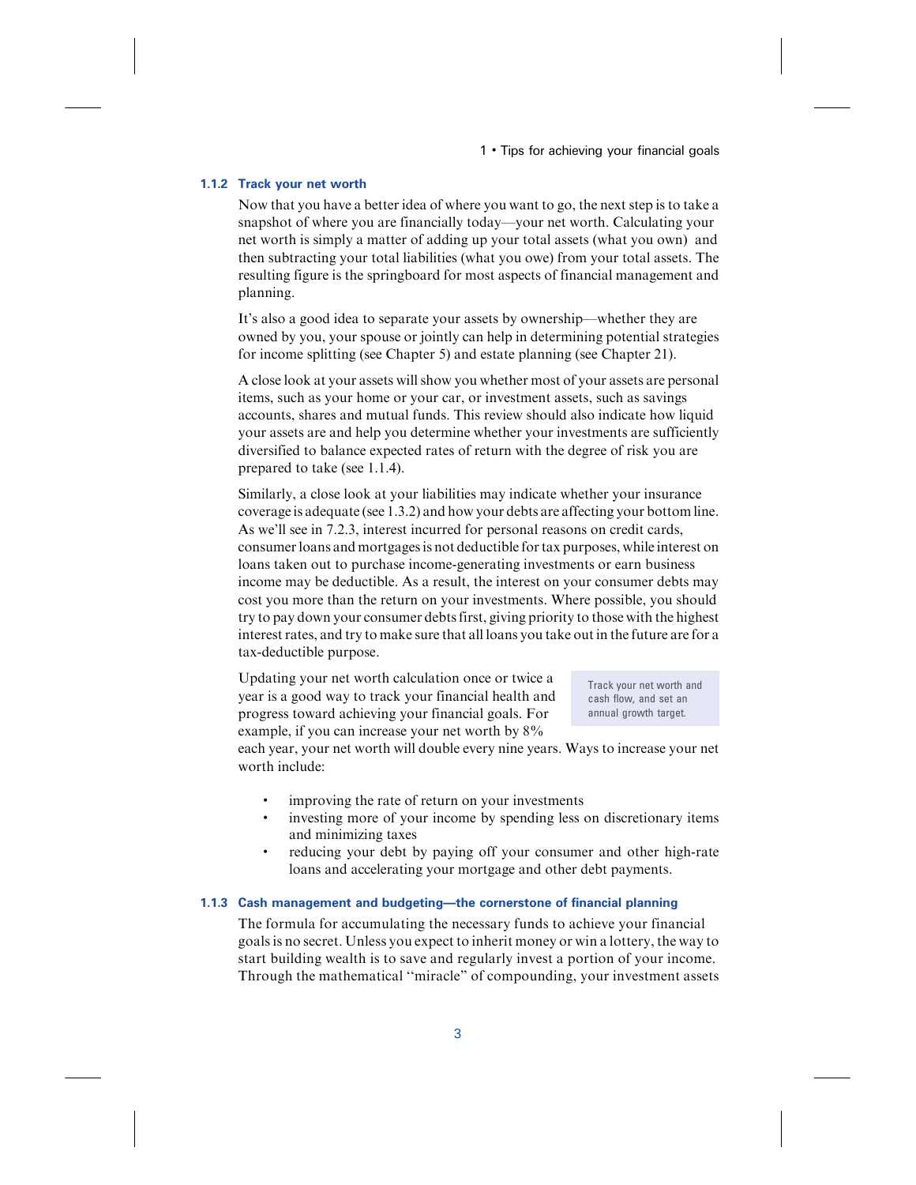### 1.1.2 Track your net worth

Now that you have a better idea of where you want to go, the next step is to take a snapshot of where you are financially today—your net worth. Calculating your net worth is simply a matter of adding up your total assets (what you own) and then subtracting your total liabilities (what you owe) from your total assets. The resulting figure is the springboard for most aspects of financial management and planning.

It's also a good idea to separate your assets by ownership—whether they are owned by you, your spouse or jointly can help in determining potential strategies for income splitting (see Chapter 5) and estate planning (see Chapter 21).

A close look at your assets will show you whether most of your assets are personal items, such as your home or your car, or investment assets, such as savings accounts, shares and mutual funds. This review should also indicate how liquid your assets are and help you determine whether your investments are sufficiently diversified to balance expected rates of return with the degree of risk you are prepared to take (see 1.1.4).

Similarly, a close look at your liabilities may indicate whether your insurance coverage is adequate (see 1.3.2) and how your debts are affecting your bottom line. As we'll see in 7.2.3, interest incurred for personal reasons on credit cards, consumer loans and mortgages is not deductible for tax purposes, while interest on loans taken out to purchase income-generating investments or earn business income may be deductible. As a result, the interest on your consumer debts may cost you more than the return on your investments. Where possible, you should try to pay down your consumer debts first, giving priority to those with the highest interest rates, and try to make sure that all loans you take out in the future are for a tax-deductible purpose.

> Track your net worth and cash flow, and set an annual growth target.

Updating your net worth calculation once or twice a year is a good way to track your financial health and progress toward achieving your financial goals. For example, if you can increase your net worth by 8% each year, your net worth will double every nine years. Ways to increase your net worth include:

- improving the rate of return on your investments
- investing more of your income by spending less on discretionary items and minimizing taxes
- reducing your debt by paying off your consumer and other high-rate loans and accelerating your mortgage and other debt payments.

### 1.1.3 Cash management and budgeting—the cornerstone of financial planning

The formula for accumulating the necessary funds to achieve your financial goals is no secret. Unless you expect to inherit money or win a lottery, the way to start building wealth is to save and regularly invest a portion of your income. Through the mathematical "miracle" of compounding, your investment assets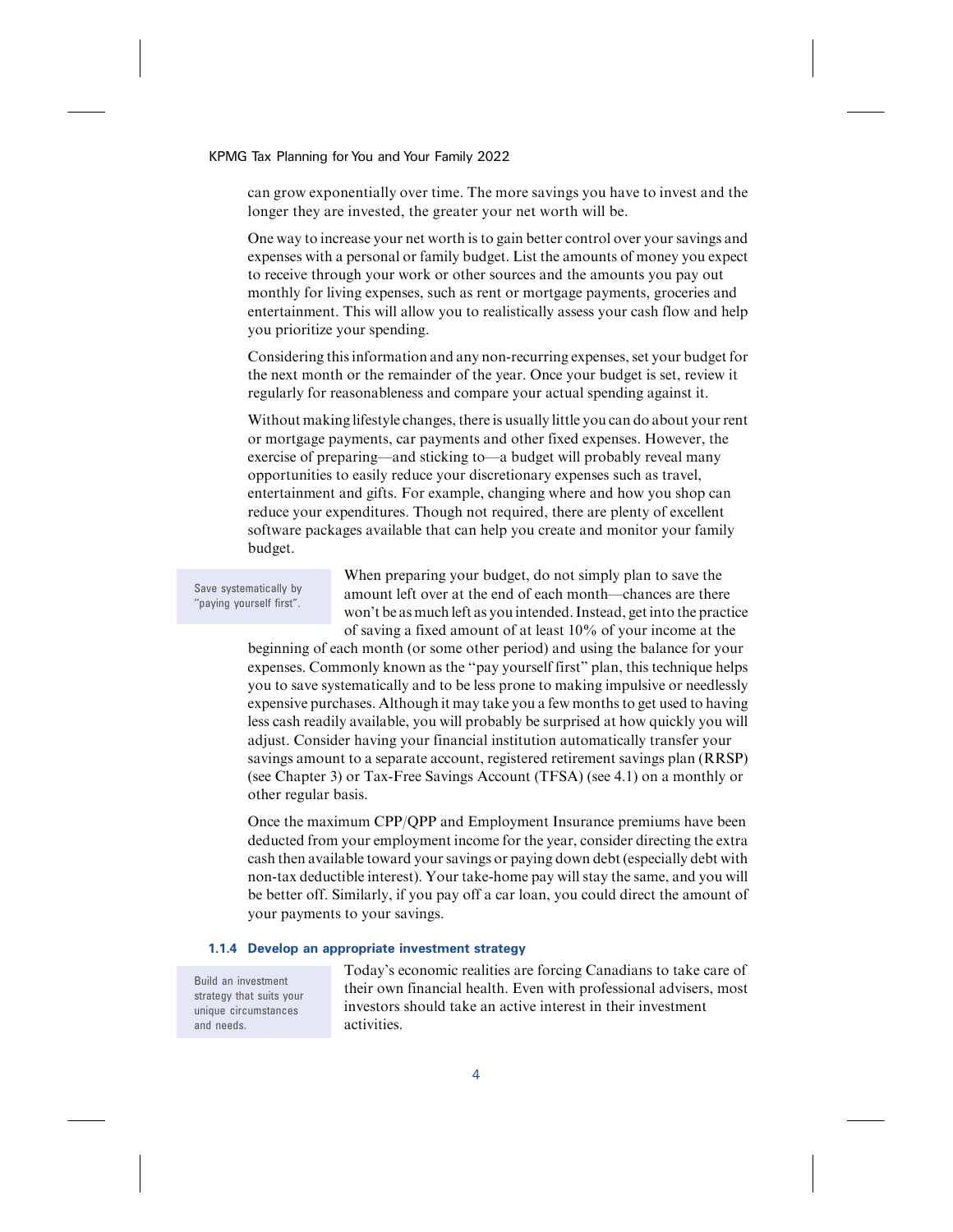can grow exponentially over time. The more savings you have to invest and the longer they are invested, the greater your net worth will be.

One way to increase your net worth is to gain better control over your savings and expenses with a personal or family budget. List the amounts of money you expect to receive through your work or other sources and the amounts you pay out monthly for living expenses, such as rent or mortgage payments, groceries and entertainment. This will allow you to realistically assess your cash flow and help you prioritize your spending.

Considering this information and any non-recurring expenses, set your budget for the next month or the remainder of the year. Once your budget is set, review it regularly for reasonableness and compare your actual spending against it.

Without making lifestyle changes, there is usually little you can do about your rent or mortgage payments, car payments and other fixed expenses. However, the exercise of preparing—and sticking to—a budget will probably reveal many opportunities to easily reduce your discretionary expenses such as travel, entertainment and gifts. For example, changing where and how you shop can reduce your expenditures. Though not required, there are plenty of excellent software packages available that can help you create and monitor your family budget.

> Save systematically by "paying yourself first".

When preparing your budget, do not simply plan to save the amount left over at the end of each month—chances are there won't be as much left as you intended. Instead, get into the practice of saving a fixed amount of at least 10% of your income at the beginning of each month (or some other period) and using the balance for your expenses. Commonly known as the "pay yourself first" plan, this technique helps you to save systematically and to be less prone to making impulsive or needlessly expensive purchases. Although it may take you a few months to get used to having less cash readily available, you will probably be surprised at how quickly you will adjust. Consider having your financial institution automatically transfer your savings amount to a separate account, registered retirement savings plan (RRSP) (see Chapter 3) or Tax-Free Savings Account (TFSA) (see 4.1) on a monthly or other regular basis.

Once the maximum CPP/QPP and Employment Insurance premiums have been deducted from your employment income for the year, consider directing the extra cash then available toward your savings or paying down debt (especially debt with non-tax deductible interest). Your take-home pay will stay the same, and you will be better off. Similarly, if you pay off a car loan, you could direct the amount of your payments to your savings.

### 1.1.4 Develop an appropriate investment strategy

> Build an investment strategy that suits your unique circumstances and needs.

Today's economic realities are forcing Canadians to take care of their own financial health. Even with professional advisers, most investors should take an active interest in their investment activities.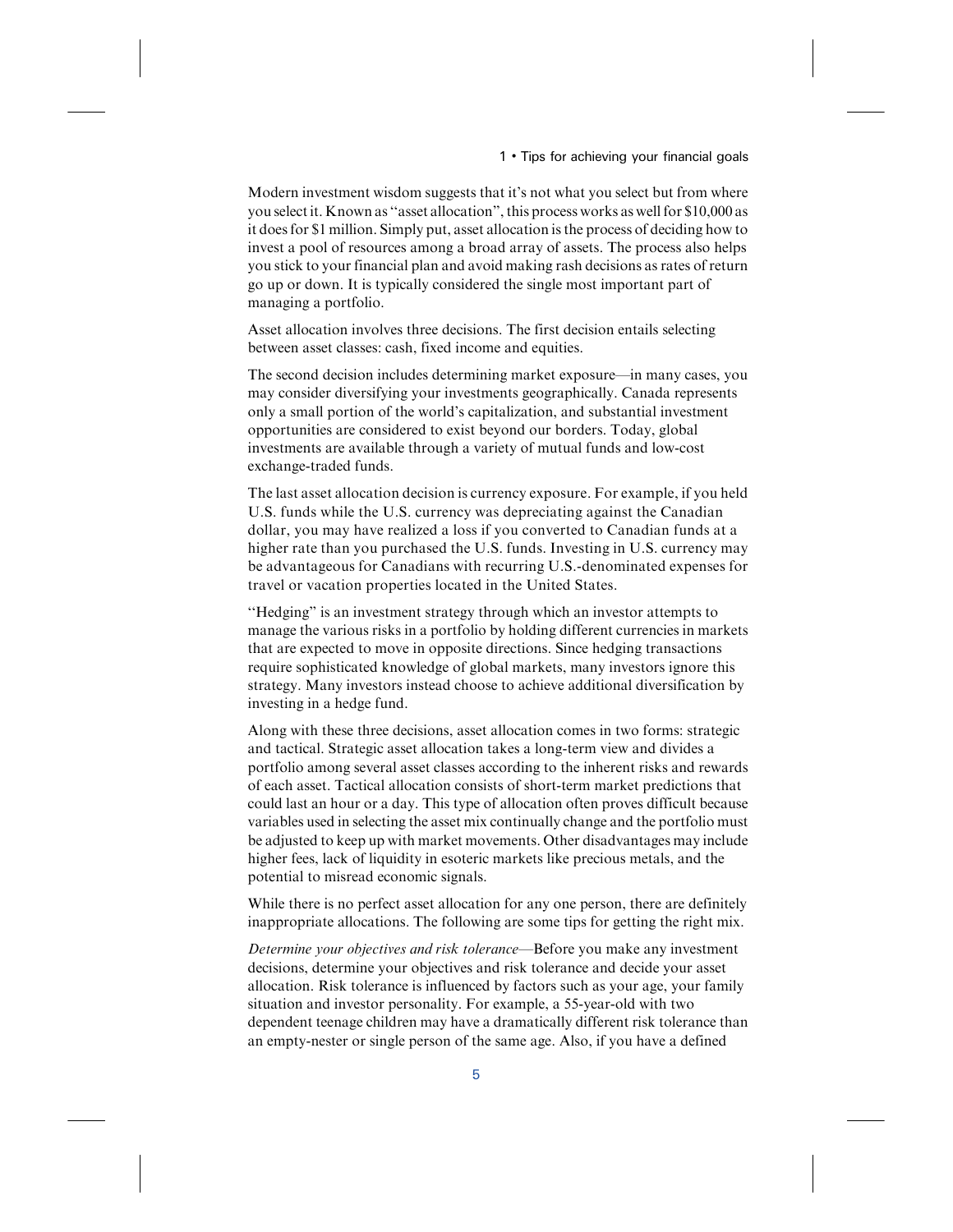Modern investment wisdom suggests that it's not what you select but from where you select it. Known as "asset allocation", this process works as well for $10,000 as it does for $1 million. Simply put, asset allocation is the process of deciding how to invest a pool of resources among a broad array of assets. The process also helps you stick to your financial plan and avoid making rash decisions as rates of return go up or down. It is typically considered the single most important part of managing a portfolio.

Asset allocation involves three decisions. The first decision entails selecting between asset classes: cash, fixed income and equities.

The second decision includes determining market exposure—in many cases, you may consider diversifying your investments geographically. Canada represents only a small portion of the world's capitalization, and substantial investment opportunities are considered to exist beyond our borders. Today, global investments are available through a variety of mutual funds and low-cost exchange-traded funds.

The last asset allocation decision is currency exposure. For example, if you held U.S. funds while the U.S. currency was depreciating against the Canadian dollar, you may have realized a loss if you converted to Canadian funds at a higher rate than you purchased the U.S. funds. Investing in U.S. currency may be advantageous for Canadians with recurring U.S.-denominated expenses for travel or vacation properties located in the United States.

"Hedging" is an investment strategy through which an investor attempts to manage the various risks in a portfolio by holding different currencies in markets that are expected to move in opposite directions. Since hedging transactions require sophisticated knowledge of global markets, many investors ignore this strategy. Many investors instead choose to achieve additional diversification by investing in a hedge fund.

Along with these three decisions, asset allocation comes in two forms: strategic and tactical. Strategic asset allocation takes a long-term view and divides a portfolio among several asset classes according to the inherent risks and rewards of each asset. Tactical allocation consists of short-term market predictions that could last an hour or a day. This type of allocation often proves difficult because variables used in selecting the asset mix continually change and the portfolio must be adjusted to keep up with market movements. Other disadvantages may include higher fees, lack of liquidity in esoteric markets like precious metals, and the potential to misread economic signals.

While there is no perfect asset allocation for any one person, there are definitely inappropriate allocations. The following are some tips for getting the right mix.

*Determine your objectives and risk tolerance*—Before you make any investment decisions, determine your objectives and risk tolerance and decide your asset allocation. Risk tolerance is influenced by factors such as your age, your family situation and investor personality. For example, a 55-year-old with two dependent teenage children may have a dramatically different risk tolerance than an empty-nester or single person of the same age. Also, if you have a defined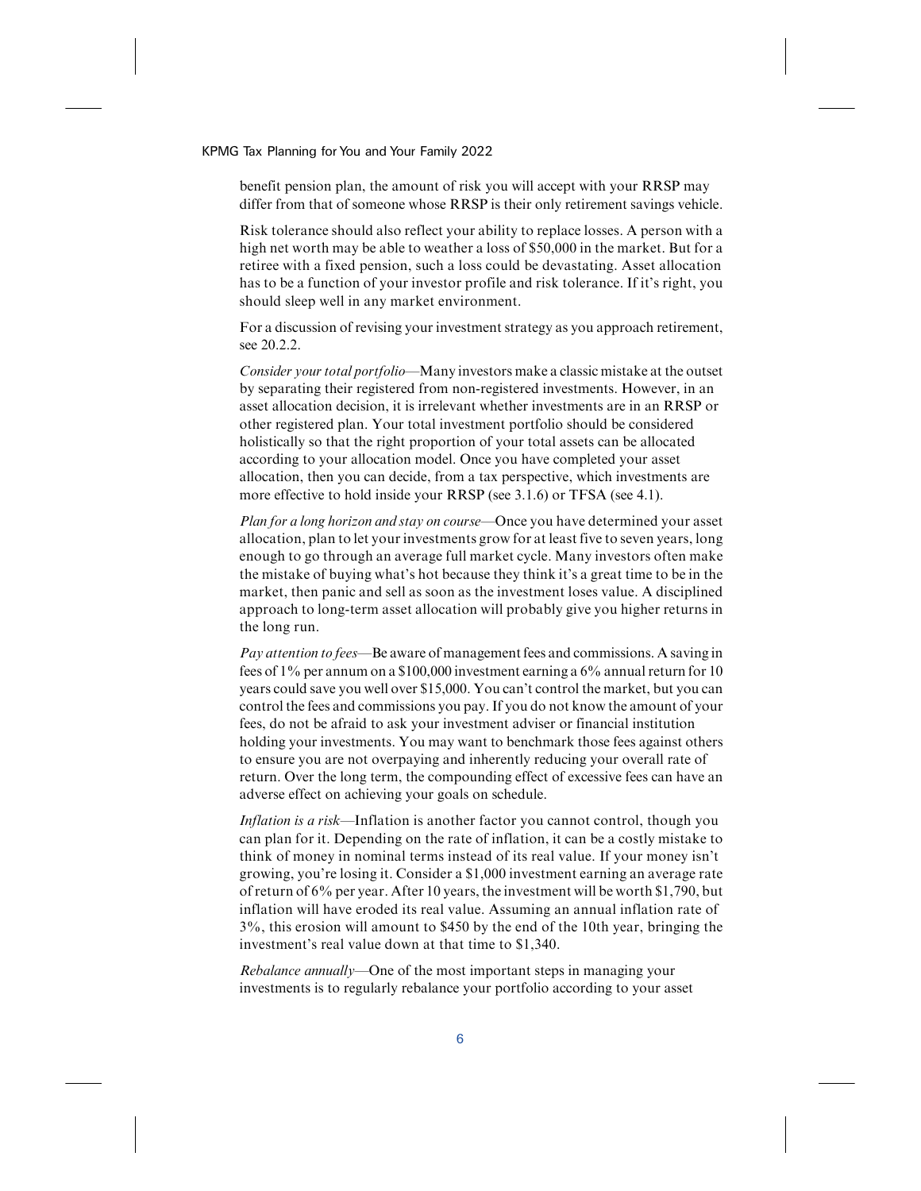benefit pension plan, the amount of risk you will accept with your RRSP may differ from that of someone whose RRSP is their only retirement savings vehicle.

Risk tolerance should also reflect your ability to replace losses. A person with a high net worth may be able to weather a loss of $50,000 in the market. But for a retiree with a fixed pension, such a loss could be devastating. Asset allocation has to be a function of your investor profile and risk tolerance. If it's right, you should sleep well in any market environment.

For a discussion of revising your investment strategy as you approach retirement, see 20.2.2.

*Consider your total portfolio*—Many investors make a classic mistake at the outset by separating their registered from non-registered investments. However, in an asset allocation decision, it is irrelevant whether investments are in an RRSP or other registered plan. Your total investment portfolio should be considered holistically so that the right proportion of your total assets can be allocated according to your allocation model. Once you have completed your asset allocation, then you can decide, from a tax perspective, which investments are more effective to hold inside your RRSP (see 3.1.6) or TFSA (see 4.1).

*Plan for a long horizon and stay on course*—Once you have determined your asset allocation, plan to let your investments grow for at least five to seven years, long enough to go through an average full market cycle. Many investors often make the mistake of buying what's hot because they think it's a great time to be in the market, then panic and sell as soon as the investment loses value. A disciplined approach to long-term asset allocation will probably give you higher returns in the long run.

*Pay attention to fees*—Be aware of management fees and commissions. A saving in fees of 1% per annum on a $100,000 investment earning a 6% annual return for 10 years could save you well over $15,000. You can't control the market, but you can control the fees and commissions you pay. If you do not know the amount of your fees, do not be afraid to ask your investment adviser or financial institution holding your investments. You may want to benchmark those fees against others to ensure you are not overpaying and inherently reducing your overall rate of return. Over the long term, the compounding effect of excessive fees can have an adverse effect on achieving your goals on schedule.

*Inflation is a risk*—Inflation is another factor you cannot control, though you can plan for it. Depending on the rate of inflation, it can be a costly mistake to think of money in nominal terms instead of its real value. If your money isn't growing, you're losing it. Consider a $1,000 investment earning an average rate of return of 6% per year. After 10 years, the investment will be worth $1,790, but inflation will have eroded its real value. Assuming an annual inflation rate of 3%, this erosion will amount to $450 by the end of the 10th year, bringing the investment's real value down at that time to $1,340.

*Rebalance annually*—One of the most important steps in managing your investments is to regularly rebalance your portfolio according to your asset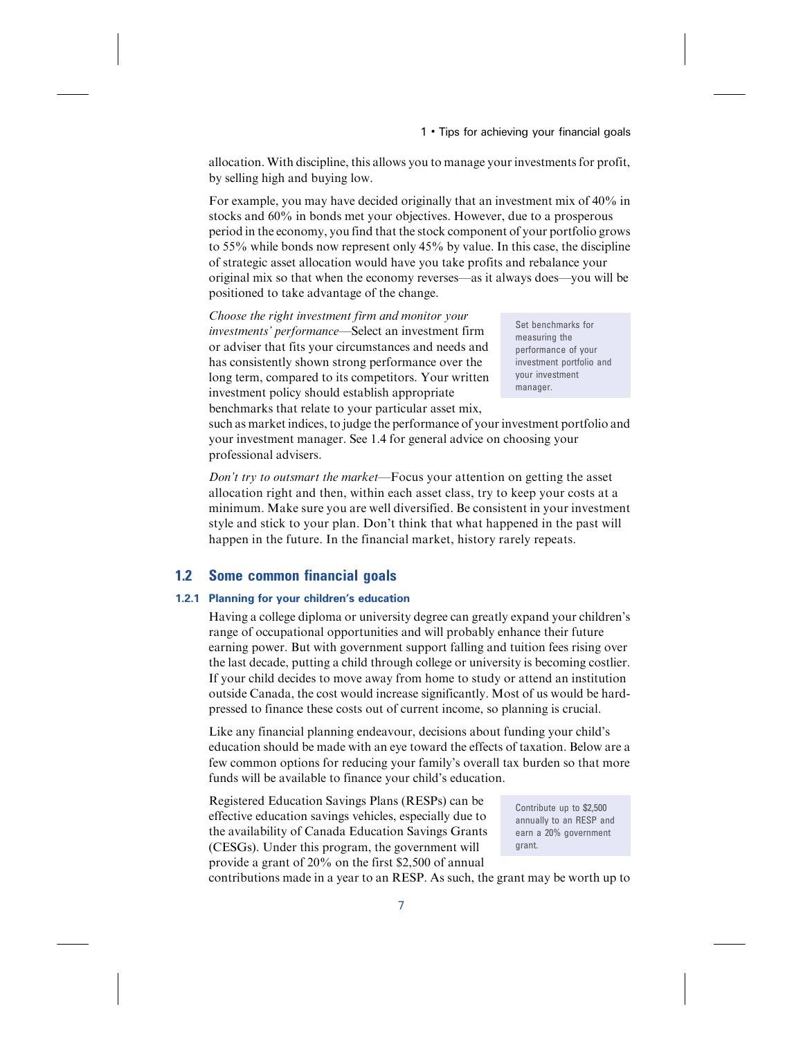allocation. With discipline, this allows you to manage your investments for profit, by selling high and buying low.

For example, you may have decided originally that an investment mix of 40% in stocks and 60% in bonds met your objectives. However, due to a prosperous period in the economy, you find that the stock component of your portfolio grows to 55% while bonds now represent only 45% by value. In this case, the discipline of strategic asset allocation would have you take profits and rebalance your original mix so that when the economy reverses—as it always does—you will be positioned to take advantage of the change.

*Choose the right investment firm and monitor your investments' performance*—Select an investment firm or adviser that fits your circumstances and needs and has consistently shown strong performance over the long term, compared to its competitors. Your written investment policy should establish appropriate benchmarks that relate to your particular asset mix, such as market indices, to judge the performance of your investment portfolio and your investment manager. See 1.4 for general advice on choosing your professional advisers.

> Set benchmarks for measuring the performance of your investment portfolio and your investment manager.

*Don't try to outsmart the market*—Focus your attention on getting the asset allocation right and then, within each asset class, try to keep your costs at a minimum. Make sure you are well diversified. Be consistent in your investment style and stick to your plan. Don't think that what happened in the past will happen in the future. In the financial market, history rarely repeats.

## 1.2 Some common financial goals

### 1.2.1 Planning for your children's education

Having a college diploma or university degree can greatly expand your children's range of occupational opportunities and will probably enhance their future earning power. But with government support falling and tuition fees rising over the last decade, putting a child through college or university is becoming costlier. If your child decides to move away from home to study or attend an institution outside Canada, the cost would increase significantly. Most of us would be hard-pressed to finance these costs out of current income, so planning is crucial.

Like any financial planning endeavour, decisions about funding your child's education should be made with an eye toward the effects of taxation. Below are a few common options for reducing your family's overall tax burden so that more funds will be available to finance your child's education.

Registered Education Savings Plans (RESPs) can be effective education savings vehicles, especially due to the availability of Canada Education Savings Grants (CESGs). Under this program, the government will provide a grant of 20% on the first $2,500 of annual contributions made in a year to an RESP. As such, the grant may be worth up to

> Contribute up to $2,500 annually to an RESP and earn a 20% government grant.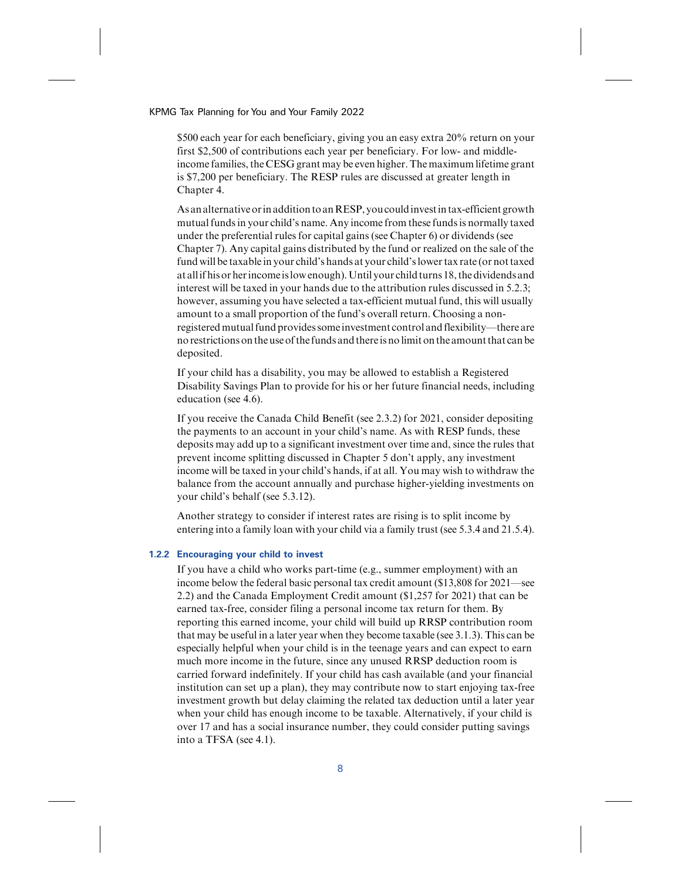$500 each year for each beneficiary, giving you an easy extra 20% return on your first $2,500 of contributions each year per beneficiary. For low- and middle-income families, the CESG grant may be even higher. The maximum lifetime grant is $7,200 per beneficiary. The RESP rules are discussed at greater length in Chapter 4.

As an alternative or in addition to an RESP, you could invest in tax-efficient growth mutual funds in your child's name. Any income from these funds is normally taxed under the preferential rules for capital gains (see Chapter 6) or dividends (see Chapter 7). Any capital gains distributed by the fund or realized on the sale of the fund will be taxable in your child's hands at your child's lower tax rate (or not taxed at all if his or her income is low enough). Until your child turns 18, the dividends and interest will be taxed in your hands due to the attribution rules discussed in 5.2.3; however, assuming you have selected a tax-efficient mutual fund, this will usually amount to a small proportion of the fund's overall return. Choosing a non-registered mutual fund provides some investment control and flexibility—there are no restrictions on the use of the funds and there is no limit on the amount that can be deposited.

If your child has a disability, you may be allowed to establish a Registered Disability Savings Plan to provide for his or her future financial needs, including education (see 4.6).

If you receive the Canada Child Benefit (see 2.3.2) for 2021, consider depositing the payments to an account in your child's name. As with RESP funds, these deposits may add up to a significant investment over time and, since the rules that prevent income splitting discussed in Chapter 5 don't apply, any investment income will be taxed in your child's hands, if at all. You may wish to withdraw the balance from the account annually and purchase higher-yielding investments on your child's behalf (see 5.3.12).

Another strategy to consider if interest rates are rising is to split income by entering into a family loan with your child via a family trust (see 5.3.4 and 21.5.4).

### 1.2.2 Encouraging your child to invest

If you have a child who works part-time (e.g., summer employment) with an income below the federal basic personal tax credit amount ($13,808 for 2021—see 2.2) and the Canada Employment Credit amount ($1,257 for 2021) that can be earned tax-free, consider filing a personal income tax return for them. By reporting this earned income, your child will build up RRSP contribution room that may be useful in a later year when they become taxable (see 3.1.3). This can be especially helpful when your child is in the teenage years and can expect to earn much more income in the future, since any unused RRSP deduction room is carried forward indefinitely. If your child has cash available (and your financial institution can set up a plan), they may contribute now to start enjoying tax-free investment growth but delay claiming the related tax deduction until a later year when your child has enough income to be taxable. Alternatively, if your child is over 17 and has a social insurance number, they could consider putting savings into a TFSA (see 4.1).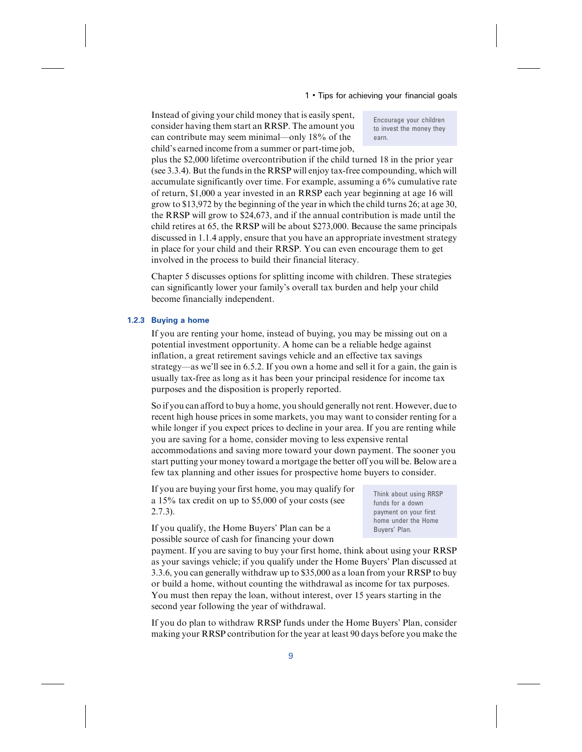Instead of giving your child money that is easily spent, consider having them start an RRSP. The amount you can contribute may seem minimal—only 18% of the child's earned income from a summer or part-time job, plus the $2,000 lifetime overcontribution if the child turned 18 in the prior year (see 3.3.4). But the funds in the RRSP will enjoy tax-free compounding, which will accumulate significantly over time. For example, assuming a 6% cumulative rate of return, $1,000 a year invested in an RRSP each year beginning at age 16 will grow to $13,972 by the beginning of the year in which the child turns 26; at age 30, the RRSP will grow to $24,673, and if the annual contribution is made until the child retires at 65, the RRSP will be about $273,000. Because the same principals discussed in 1.1.4 apply, ensure that you have an appropriate investment strategy in place for your child and their RRSP. You can even encourage them to get involved in the process to build their financial literacy.

> Encourage your children to invest the money they earn.

Chapter 5 discusses options for splitting income with children. These strategies can significantly lower your family's overall tax burden and help your child become financially independent.

### 1.2.3 Buying a home

If you are renting your home, instead of buying, you may be missing out on a potential investment opportunity. A home can be a reliable hedge against inflation, a great retirement savings vehicle and an effective tax savings strategy—as we'll see in 6.5.2. If you own a home and sell it for a gain, the gain is usually tax-free as long as it has been your principal residence for income tax purposes and the disposition is properly reported.

So if you can afford to buy a home, you should generally not rent. However, due to recent high house prices in some markets, you may want to consider renting for a while longer if you expect prices to decline in your area. If you are renting while you are saving for a home, consider moving to less expensive rental accommodations and saving more toward your down payment. The sooner you start putting your money toward a mortgage the better off you will be. Below are a few tax planning and other issues for prospective home buyers to consider.

If you are buying your first home, you may qualify for a 15% tax credit on up to $5,000 of your costs (see 2.7.3).

> Think about using RRSP funds for a down payment on your first home under the Home Buyers' Plan.

If you qualify, the Home Buyers' Plan can be a possible source of cash for financing your down payment. If you are saving to buy your first home, think about using your RRSP as your savings vehicle; if you qualify under the Home Buyers' Plan discussed at 3.3.6, you can generally withdraw up to $35,000 as a loan from your RRSP to buy or build a home, without counting the withdrawal as income for tax purposes. You must then repay the loan, without interest, over 15 years starting in the second year following the year of withdrawal.

If you do plan to withdraw RRSP funds under the Home Buyers' Plan, consider making your RRSP contribution for the year at least 90 days before you make the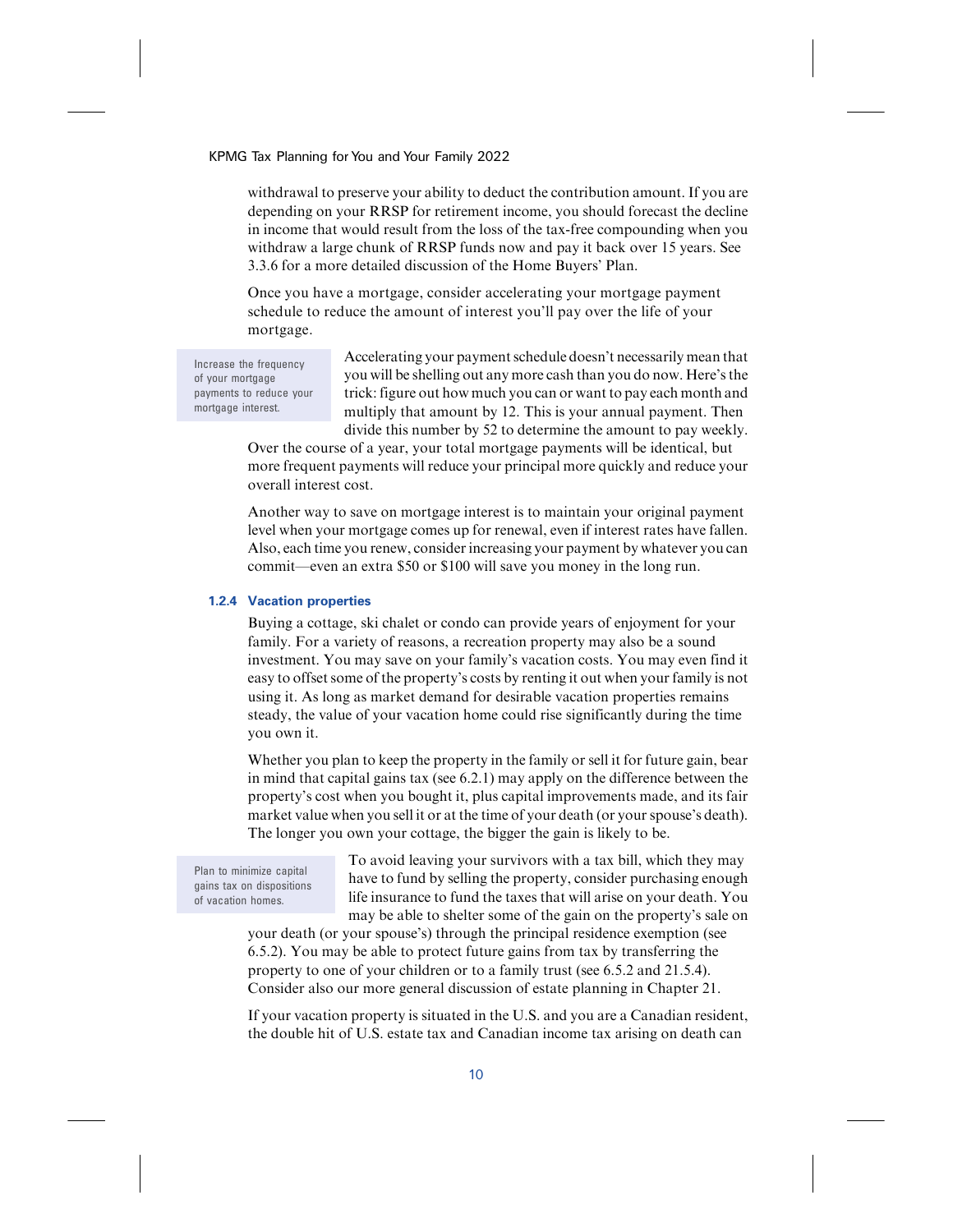withdrawal to preserve your ability to deduct the contribution amount. If you are depending on your RRSP for retirement income, you should forecast the decline in income that would result from the loss of the tax-free compounding when you withdraw a large chunk of RRSP funds now and pay it back over 15 years. See 3.3.6 for a more detailed discussion of the Home Buyers' Plan.

Once you have a mortgage, consider accelerating your mortgage payment schedule to reduce the amount of interest you'll pay over the life of your mortgage.

> Increase the frequency of your mortgage payments to reduce your mortgage interest.

Accelerating your payment schedule doesn't necessarily mean that you will be shelling out any more cash than you do now. Here's the trick: figure out how much you can or want to pay each month and multiply that amount by 12. This is your annual payment. Then divide this number by 52 to determine the amount to pay weekly. Over the course of a year, your total mortgage payments will be identical, but more frequent payments will reduce your principal more quickly and reduce your overall interest cost.

Another way to save on mortgage interest is to maintain your original payment level when your mortgage comes up for renewal, even if interest rates have fallen. Also, each time you renew, consider increasing your payment by whatever you can commit—even an extra $50 or $100 will save you money in the long run.

### 1.2.4 Vacation properties

Buying a cottage, ski chalet or condo can provide years of enjoyment for your family. For a variety of reasons, a recreation property may also be a sound investment. You may save on your family's vacation costs. You may even find it easy to offset some of the property's costs by renting it out when your family is not using it. As long as market demand for desirable vacation properties remains steady, the value of your vacation home could rise significantly during the time you own it.

Whether you plan to keep the property in the family or sell it for future gain, bear in mind that capital gains tax (see 6.2.1) may apply on the difference between the property's cost when you bought it, plus capital improvements made, and its fair market value when you sell it or at the time of your death (or your spouse's death). The longer you own your cottage, the bigger the gain is likely to be.

> Plan to minimize capital gains tax on dispositions of vacation homes.

To avoid leaving your survivors with a tax bill, which they may have to fund by selling the property, consider purchasing enough life insurance to fund the taxes that will arise on your death. You may be able to shelter some of the gain on the property's sale on your death (or your spouse's) through the principal residence exemption (see 6.5.2). You may be able to protect future gains from tax by transferring the property to one of your children or to a family trust (see 6.5.2 and 21.5.4). Consider also our more general discussion of estate planning in Chapter 21.

If your vacation property is situated in the U.S. and you are a Canadian resident, the double hit of U.S. estate tax and Canadian income tax arising on death can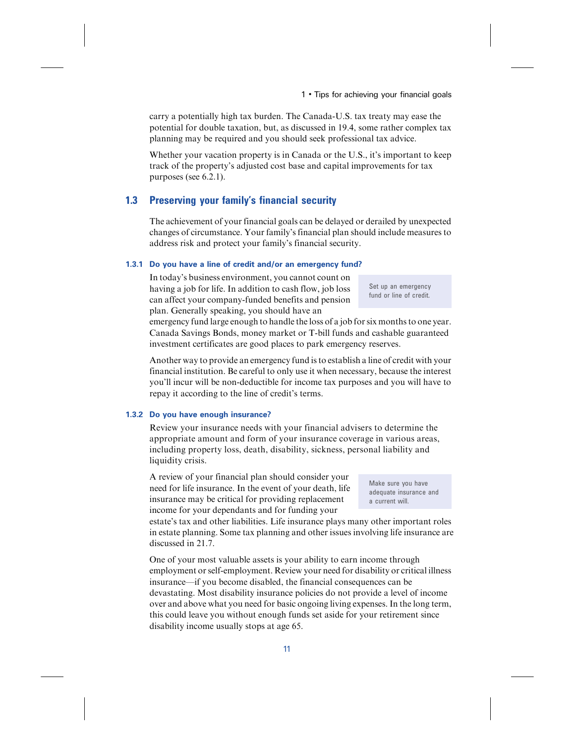carry a potentially high tax burden. The Canada-U.S. tax treaty may ease the potential for double taxation, but, as discussed in 19.4, some rather complex tax planning may be required and you should seek professional tax advice.

Whether your vacation property is in Canada or the U.S., it's important to keep track of the property's adjusted cost base and capital improvements for tax purposes (see 6.2.1).

## 1.3 Preserving your family's financial security

The achievement of your financial goals can be delayed or derailed by unexpected changes of circumstance. Your family's financial plan should include measures to address risk and protect your family's financial security.

### 1.3.1 Do you have a line of credit and/or an emergency fund?

> Set up an emergency fund or line of credit.

In today's business environment, you cannot count on having a job for life. In addition to cash flow, job loss can affect your company-funded benefits and pension plan. Generally speaking, you should have an emergency fund large enough to handle the loss of a job for six months to one year. Canada Savings Bonds, money market or T-bill funds and cashable guaranteed investment certificates are good places to park emergency reserves.

Another way to provide an emergency fund is to establish a line of credit with your financial institution. Be careful to only use it when necessary, because the interest you'll incur will be non-deductible for income tax purposes and you will have to repay it according to the line of credit's terms.

### 1.3.2 Do you have enough insurance?

Review your insurance needs with your financial advisers to determine the appropriate amount and form of your insurance coverage in various areas, including property loss, death, disability, sickness, personal liability and liquidity crisis.

> Make sure you have adequate insurance and a current will.

A review of your financial plan should consider your need for life insurance. In the event of your death, life insurance may be critical for providing replacement income for your dependants and for funding your estate's tax and other liabilities. Life insurance plays many other important roles in estate planning. Some tax planning and other issues involving life insurance are discussed in 21.7.

One of your most valuable assets is your ability to earn income through employment or self-employment. Review your need for disability or critical illness insurance—if you become disabled, the financial consequences can be devastating. Most disability insurance policies do not provide a level of income over and above what you need for basic ongoing living expenses. In the long term, this could leave you without enough funds set aside for your retirement since disability income usually stops at age 65.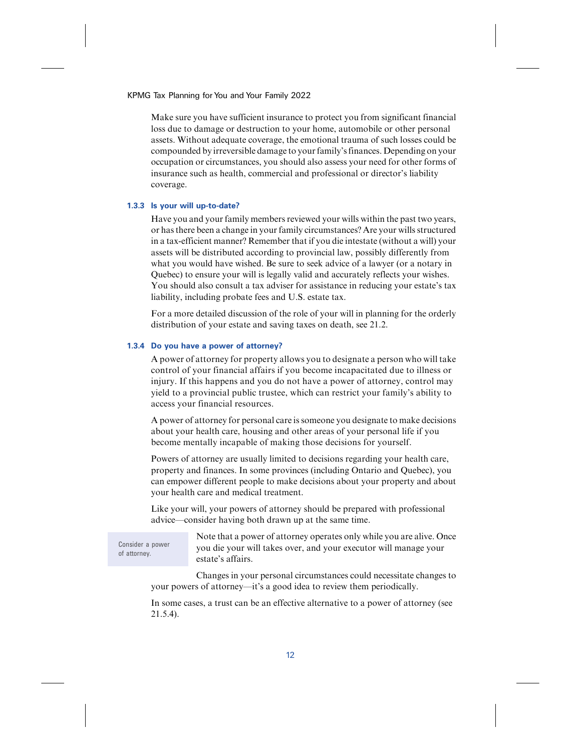Make sure you have sufficient insurance to protect you from significant financial loss due to damage or destruction to your home, automobile or other personal assets. Without adequate coverage, the emotional trauma of such losses could be compounded by irreversible damage to your family's finances. Depending on your occupation or circumstances, you should also assess your need for other forms of insurance such as health, commercial and professional or director's liability coverage.

### 1.3.3 Is your will up-to-date?

Have you and your family members reviewed your wills within the past two years, or has there been a change in your family circumstances? Are your wills structured in a tax-efficient manner? Remember that if you die intestate (without a will) your assets will be distributed according to provincial law, possibly differently from what you would have wished. Be sure to seek advice of a lawyer (or a notary in Quebec) to ensure your will is legally valid and accurately reflects your wishes. You should also consult a tax adviser for assistance in reducing your estate's tax liability, including probate fees and U.S. estate tax.

For a more detailed discussion of the role of your will in planning for the orderly distribution of your estate and saving taxes on death, see 21.2.

### 1.3.4 Do you have a power of attorney?

A power of attorney for property allows you to designate a person who will take control of your financial affairs if you become incapacitated due to illness or injury. If this happens and you do not have a power of attorney, control may yield to a provincial public trustee, which can restrict your family's ability to access your financial resources.

A power of attorney for personal care is someone you designate to make decisions about your health care, housing and other areas of your personal life if you become mentally incapable of making those decisions for yourself.

Powers of attorney are usually limited to decisions regarding your health care, property and finances. In some provinces (including Ontario and Quebec), you can empower different people to make decisions about your property and about your health care and medical treatment.

Like your will, your powers of attorney should be prepared with professional advice—consider having both drawn up at the same time.

> Consider a power of attorney.

Note that a power of attorney operates only while you are alive. Once you die your will takes over, and your executor will manage your estate's affairs.

Changes in your personal circumstances could necessitate changes to your powers of attorney—it's a good idea to review them periodically.

In some cases, a trust can be an effective alternative to a power of attorney (see 21.5.4).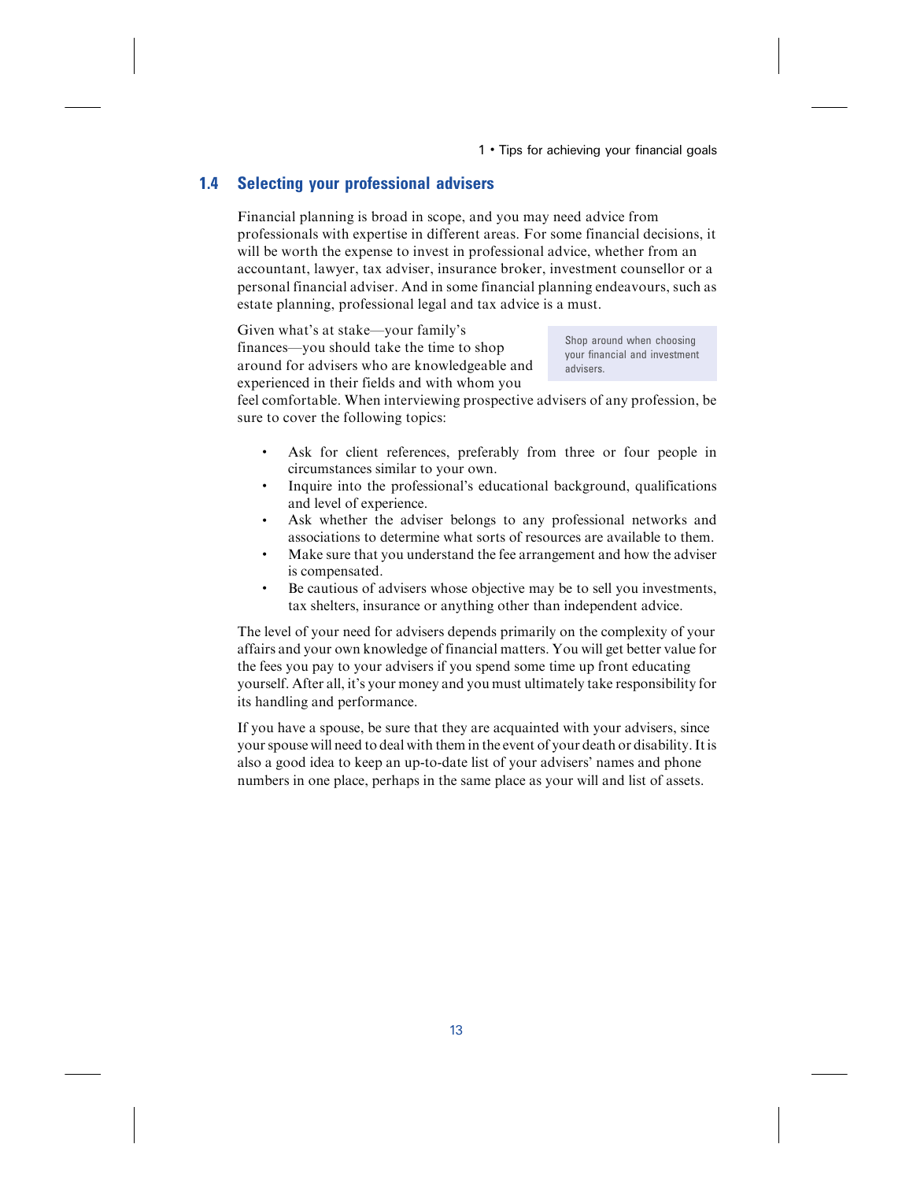## 1.4 Selecting your professional advisers

Financial planning is broad in scope, and you may need advice from professionals with expertise in different areas. For some financial decisions, it will be worth the expense to invest in professional advice, whether from an accountant, lawyer, tax adviser, insurance broker, investment counsellor or a personal financial adviser. And in some financial planning endeavours, such as estate planning, professional legal and tax advice is a must.

Given what's at stake—your family's finances—you should take the time to shop around for advisers who are knowledgeable and experienced in their fields and with whom you feel comfortable. When interviewing prospective advisers of any profession, be sure to cover the following topics:

> Shop around when choosing your financial and investment advisers.

- Ask for client references, preferably from three or four people in circumstances similar to your own.
- Inquire into the professional's educational background, qualifications and level of experience.
- Ask whether the adviser belongs to any professional networks and associations to determine what sorts of resources are available to them.
- Make sure that you understand the fee arrangement and how the adviser is compensated.
- Be cautious of advisers whose objective may be to sell you investments, tax shelters, insurance or anything other than independent advice.

The level of your need for advisers depends primarily on the complexity of your affairs and your own knowledge of financial matters. You will get better value for the fees you pay to your advisers if you spend some time up front educating yourself. After all, it's your money and you must ultimately take responsibility for its handling and performance.

If you have a spouse, be sure that they are acquainted with your advisers, since your spouse will need to deal with them in the event of your death or disability. It is also a good idea to keep an up-to-date list of your advisers' names and phone numbers in one place, perhaps in the same place as your will and list of assets.